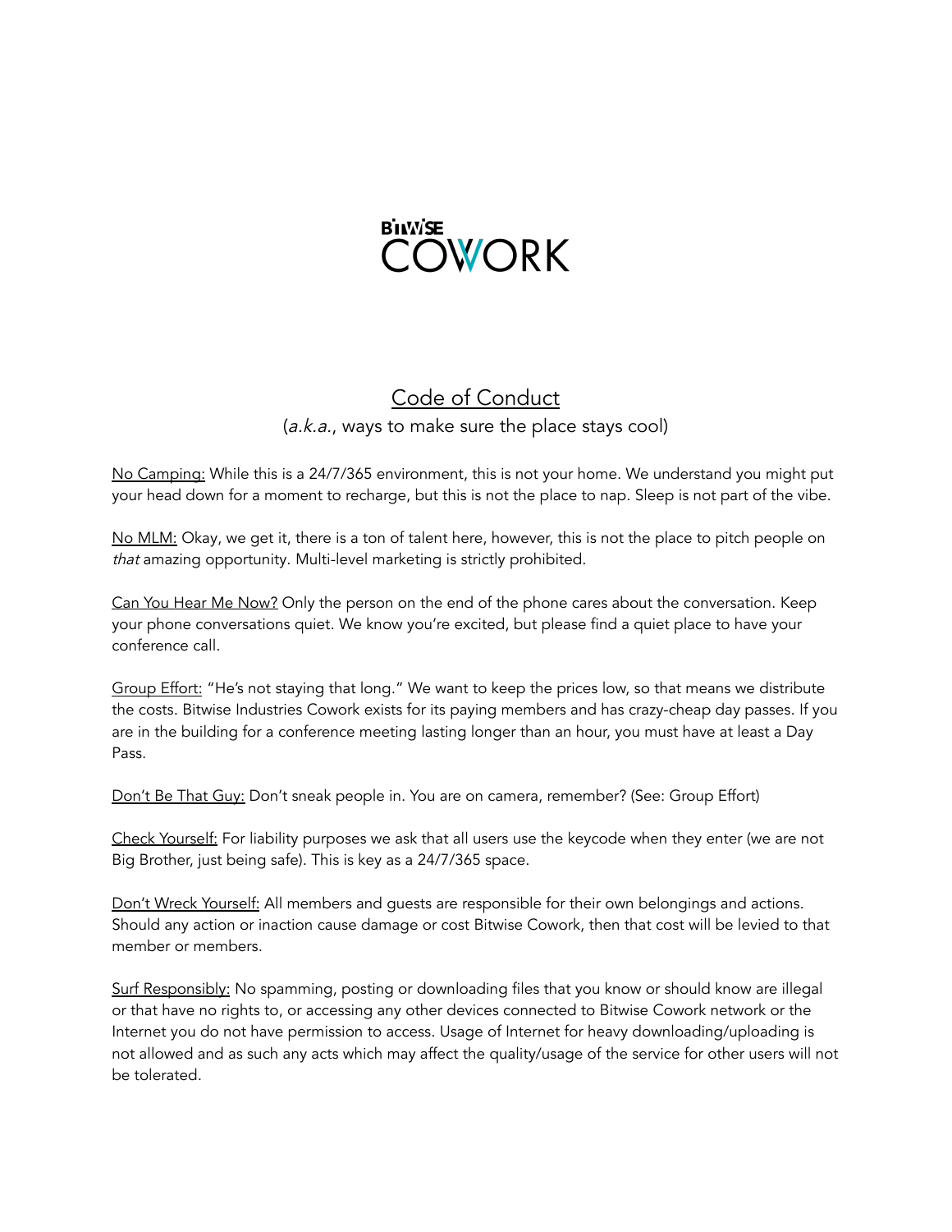BITWISE COWORK

# Code of Conduct

(*a.k.a.*, ways to make sure the place stays cool)

No Camping: While this is a 24/7/365 environment, this is not your home. We understand you might put your head down for a moment to recharge, but this is not the place to nap. Sleep is not part of the vibe.

No MLM: Okay, we get it, there is a ton of talent here, however, this is not the place to pitch people on *that* amazing opportunity. Multi-level marketing is strictly prohibited.

Can You Hear Me Now? Only the person on the end of the phone cares about the conversation. Keep your phone conversations quiet. We know you're excited, but please find a quiet place to have your conference call.

Group Effort: "He's not staying that long." We want to keep the prices low, so that means we distribute the costs. Bitwise Industries Cowork exists for its paying members and has crazy-cheap day passes. If you are in the building for a conference meeting lasting longer than an hour, you must have at least a Day Pass.

Don't Be That Guy: Don't sneak people in. You are on camera, remember? (See: Group Effort)

Check Yourself: For liability purposes we ask that all users use the keycode when they enter (we are not Big Brother, just being safe). This is key as a 24/7/365 space.

Don't Wreck Yourself: All members and guests are responsible for their own belongings and actions. Should any action or inaction cause damage or cost Bitwise Cowork, then that cost will be levied to that member or members.

Surf Responsibly: No spamming, posting or downloading files that you know or should know are illegal or that have no rights to, or accessing any other devices connected to Bitwise Cowork network or the Internet you do not have permission to access. Usage of Internet for heavy downloading/uploading is not allowed and as such any acts which may affect the quality/usage of the service for other users will not be tolerated.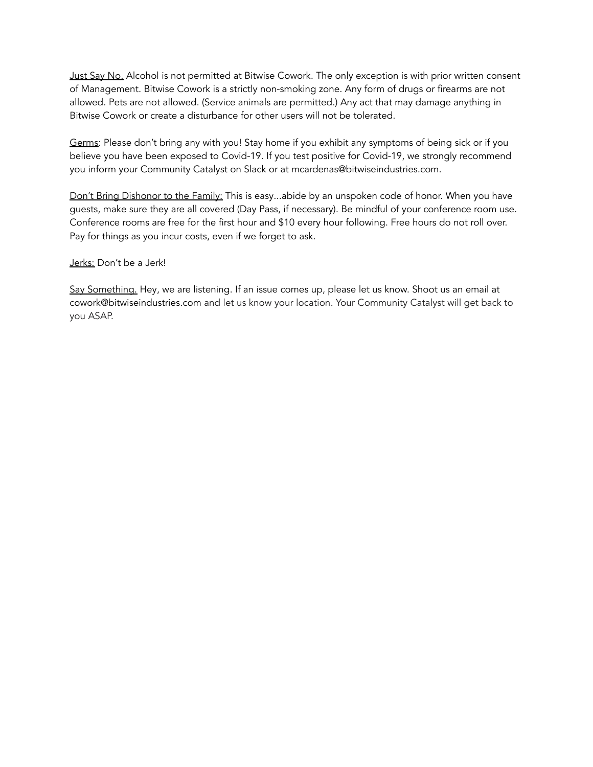<u>Just Say No.</u> Alcohol is not permitted at Bitwise Cowork. The only exception is with prior written consent of Management. Bitwise Cowork is a strictly non-smoking zone. Any form of drugs or firearms are not allowed. Pets are not allowed. (Service animals are permitted.) Any act that may damage anything in Bitwise Cowork or create a disturbance for other users will not be tolerated.

<u>Germs</u>: Please don't bring any with you! Stay home if you exhibit any symptoms of being sick or if you believe you have been exposed to Covid-19. If you test positive for Covid-19, we strongly recommend you inform your Community Catalyst on Slack or at mcardenas@bitwiseindustries.com.

<u>Don't Bring Dishonor to the Family:</u> This is easy...abide by an unspoken code of honor. When you have guests, make sure they are all covered (Day Pass, if necessary). Be mindful of your conference room use. Conference rooms are free for the first hour and $10 every hour following. Free hours do not roll over. Pay for things as you incur costs, even if we forget to ask.

<u>Jerks:</u> Don't be a Jerk!

<u>Say Something.</u> Hey, we are listening. If an issue comes up, please let us know. Shoot us an email at cowork@bitwiseindustries.com and let us know your location. Your Community Catalyst will get back to you ASAP.